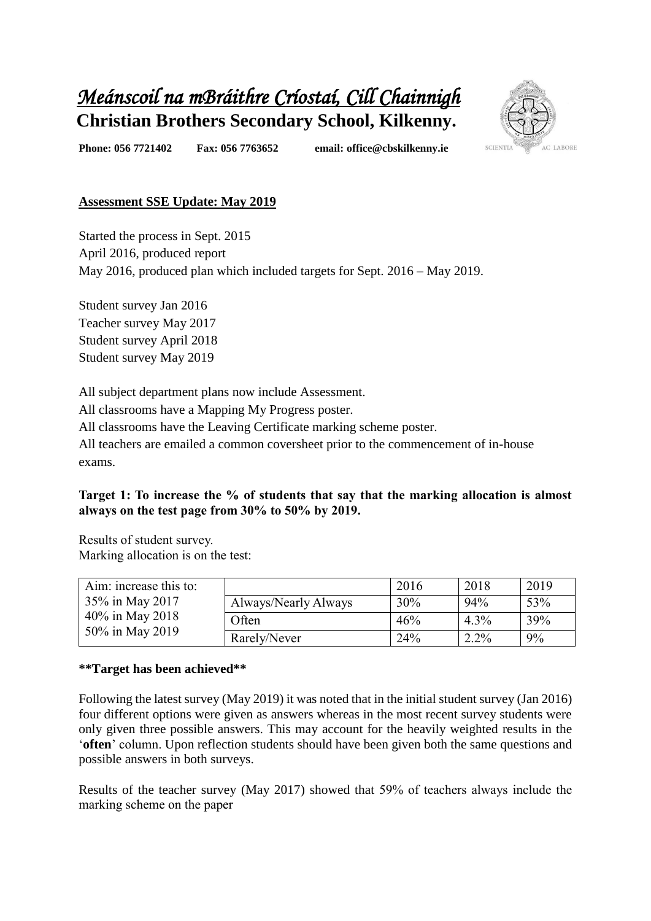# *Meánscoil na mBráithre Críostaí, Cill Chainnigh*

## Christian Brothers Secondary School, Kilkenny.

**Phone: 056 7721402 Fax: 056 7763652 email: office@cbskilkenny.ie**

SCIENTIA AC LABORE

**Assessment SSE Update: May 2019**

Started the process in Sept. 2015
April 2016, produced report
May 2016, produced plan which included targets for Sept. 2016 – May 2019.

Student survey Jan 2016
Teacher survey May 2017
Student survey April 2018
Student survey May 2019

All subject department plans now include Assessment.
All classrooms have a Mapping My Progress poster.
All classrooms have the Leaving Certificate marking scheme poster.
All teachers are emailed a common coversheet prior to the commencement of in-house exams.

**Target 1: To increase the % of students that say that the marking allocation is almost always on the test page from 30% to 50% by 2019.**

Results of student survey.
Marking allocation is on the test:

| Aim: increase this to: 35% in May 2017 40% in May 2018 50% in May 2019 | | 2016 | 2018 | 2019 |
|---|---|---|---|---|
| | Always/Nearly Always | 30% | 94% | 53% |
| | Often | 46% | 4.3% | 39% |
| | Rarely/Never | 24% | 2.2% | 9% |

**\*\*Target has been achieved\*\***

Following the latest survey (May 2019) it was noted that in the initial student survey (Jan 2016) four different options were given as answers whereas in the most recent survey students were only given three possible answers. This may account for the heavily weighted results in the '**often**' column. Upon reflection students should have been given both the same questions and possible answers in both surveys.

Results of the teacher survey (May 2017) showed that 59% of teachers always include the marking scheme on the paper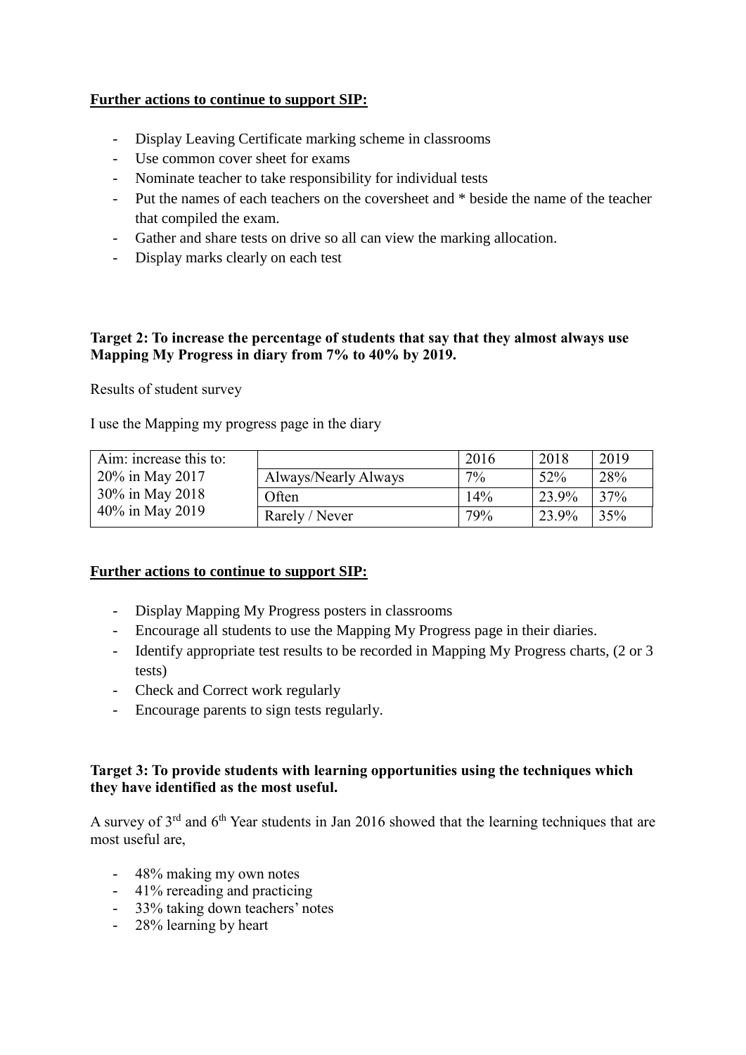**Further actions to continue to support SIP:**

- Display Leaving Certificate marking scheme in classrooms
- Use common cover sheet for exams
- Nominate teacher to take responsibility for individual tests
- Put the names of each teachers on the coversheet and * beside the name of the teacher that compiled the exam.
- Gather and share tests on drive so all can view the marking allocation.
- Display marks clearly on each test

**Target 2: To increase the percentage of students that say that they almost always use Mapping My Progress in diary from 7% to 40% by 2019.**

Results of student survey

I use the Mapping my progress page in the diary

| Aim: increase this to: | | 2016 | 2018 | 2019 |
|---|---|---|---|---|
| 20% in May 2017 | Always/Nearly Always | 7% | 52% | 28% |
| 30% in May 2018 | Often | 14% | 23.9% | 37% |
| 40% in May 2019 | Rarely / Never | 79% | 23.9% | 35% |

**Further actions to continue to support SIP:**

- Display Mapping My Progress posters in classrooms
- Encourage all students to use the Mapping My Progress page in their diaries.
- Identify appropriate test results to be recorded in Mapping My Progress charts, (2 or 3 tests)
- Check and Correct work regularly
- Encourage parents to sign tests regularly.

**Target 3: To provide students with learning opportunities using the techniques which they have identified as the most useful.**

A survey of 3rd and 6th Year students in Jan 2016 showed that the learning techniques that are most useful are,

- 48% making my own notes
- 41% rereading and practicing
- 33% taking down teachers' notes
- 28% learning by heart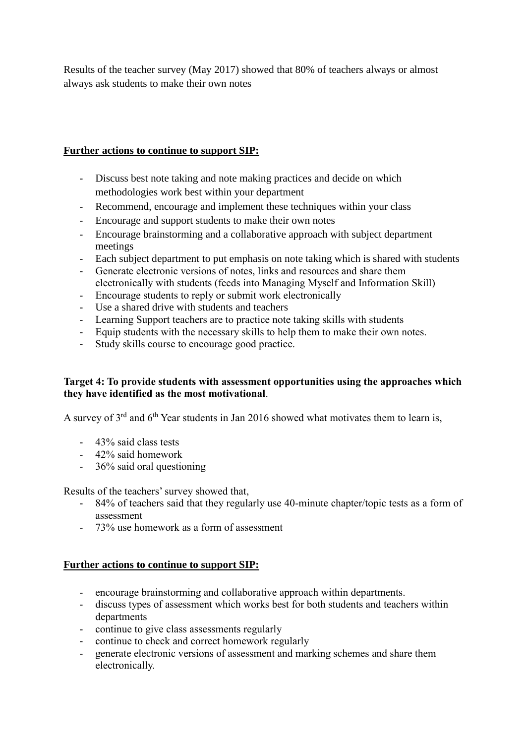Results of the teacher survey (May 2017) showed that 80% of teachers always or almost always ask students to make their own notes

**Further actions to continue to support SIP:**

- Discuss best note taking and note making practices and decide on which methodologies work best within your department
- Recommend, encourage and implement these techniques within your class
- Encourage and support students to make their own notes
- Encourage brainstorming and a collaborative approach with subject department meetings
- Each subject department to put emphasis on note taking which is shared with students
- Generate electronic versions of notes, links and resources and share them electronically with students (feeds into Managing Myself and Information Skill)
- Encourage students to reply or submit work electronically
- Use a shared drive with students and teachers
- Learning Support teachers are to practice note taking skills with students
- Equip students with the necessary skills to help them to make their own notes.
- Study skills course to encourage good practice.

**Target 4: To provide students with assessment opportunities using the approaches which they have identified as the most motivational**.

A survey of 3rd and 6th Year students in Jan 2016 showed what motivates them to learn is,

- 43% said class tests
- 42% said homework
- 36% said oral questioning

Results of the teachers' survey showed that,

- 84% of teachers said that they regularly use 40-minute chapter/topic tests as a form of assessment
- 73% use homework as a form of assessment

**Further actions to continue to support SIP:**

- encourage brainstorming and collaborative approach within departments.
- discuss types of assessment which works best for both students and teachers within departments
- continue to give class assessments regularly
- continue to check and correct homework regularly
- generate electronic versions of assessment and marking schemes and share them electronically.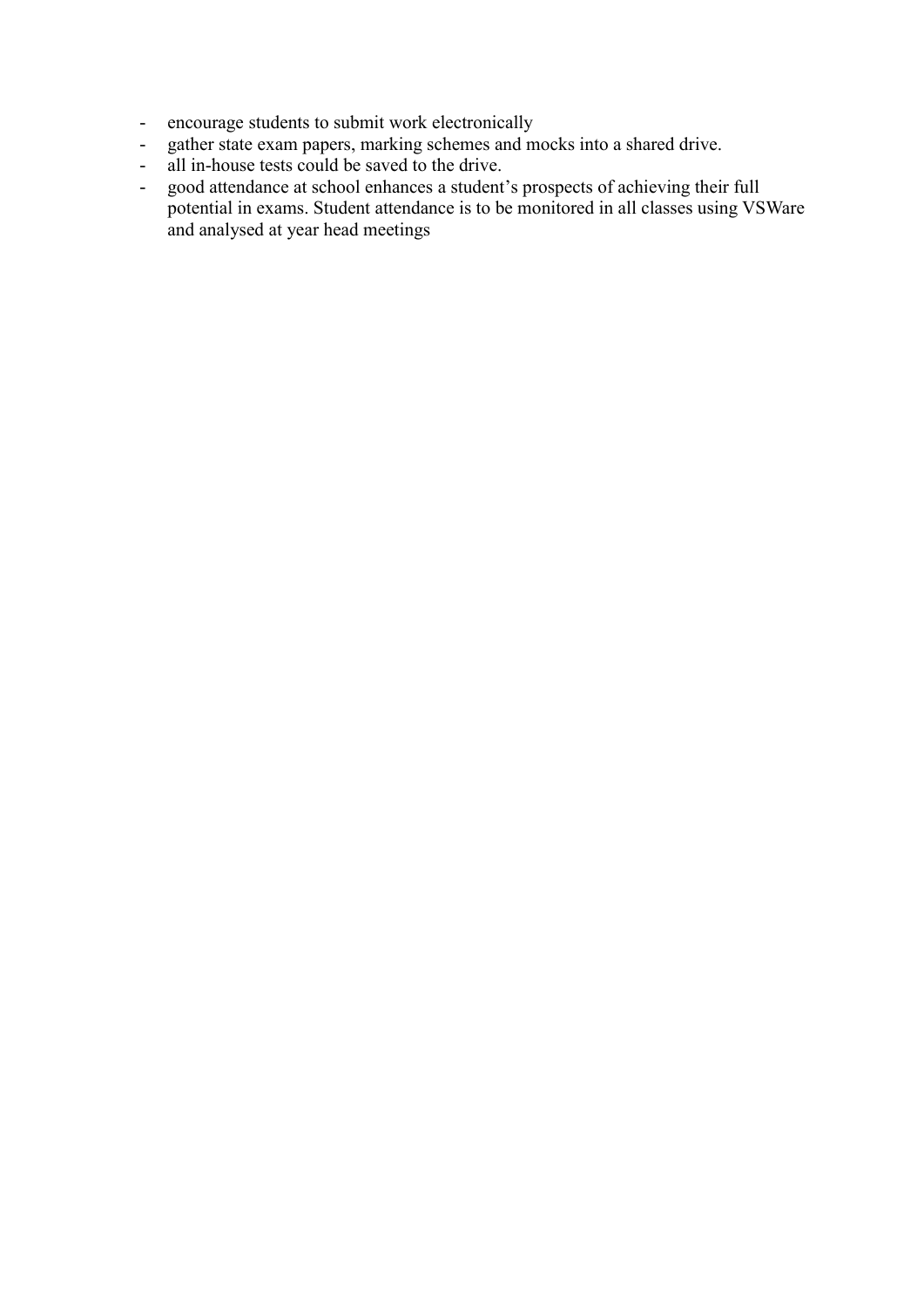- encourage students to submit work electronically
- gather state exam papers, marking schemes and mocks into a shared drive.
- all in-house tests could be saved to the drive.
- good attendance at school enhances a student's prospects of achieving their full potential in exams. Student attendance is to be monitored in all classes using VSWare and analysed at year head meetings